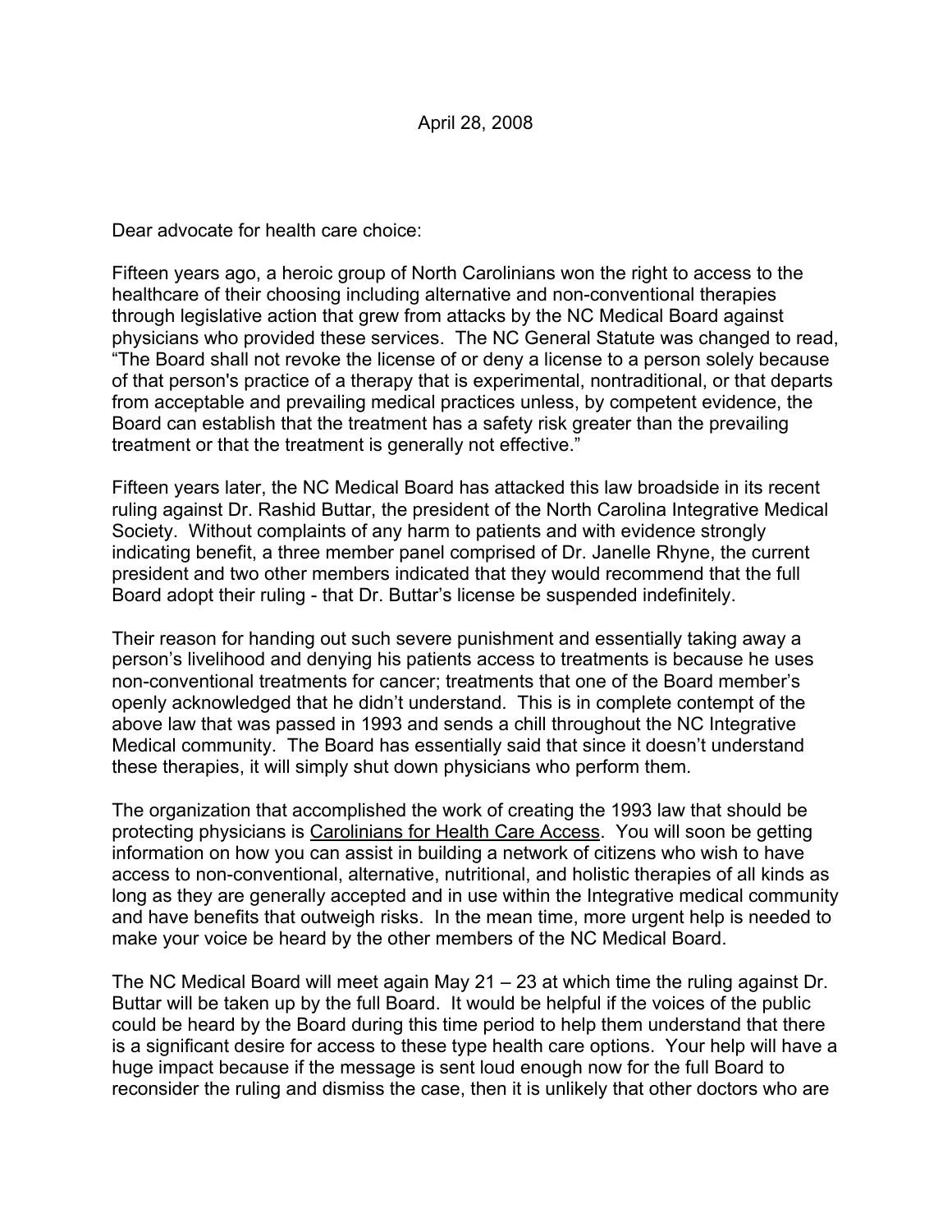April 28, 2008

Dear advocate for health care choice:

Fifteen years ago, a heroic group of North Carolinians won the right to access to the healthcare of their choosing including alternative and non-conventional therapies through legislative action that grew from attacks by the NC Medical Board against physicians who provided these services. The NC General Statute was changed to read, "The Board shall not revoke the license of or deny a license to a person solely because of that person's practice of a therapy that is experimental, nontraditional, or that departs from acceptable and prevailing medical practices unless, by competent evidence, the Board can establish that the treatment has a safety risk greater than the prevailing treatment or that the treatment is generally not effective."

Fifteen years later, the NC Medical Board has attacked this law broadside in its recent ruling against Dr. Rashid Buttar, the president of the North Carolina Integrative Medical Society. Without complaints of any harm to patients and with evidence strongly indicating benefit, a three member panel comprised of Dr. Janelle Rhyne, the current president and two other members indicated that they would recommend that the full Board adopt their ruling - that Dr. Buttar's license be suspended indefinitely.

Their reason for handing out such severe punishment and essentially taking away a person's livelihood and denying his patients access to treatments is because he uses non-conventional treatments for cancer; treatments that one of the Board member's openly acknowledged that he didn't understand. This is in complete contempt of the above law that was passed in 1993 and sends a chill throughout the NC Integrative Medical community. The Board has essentially said that since it doesn't understand these therapies, it will simply shut down physicians who perform them.

The organization that accomplished the work of creating the 1993 law that should be protecting physicians is Carolinians for Health Care Access. You will soon be getting information on how you can assist in building a network of citizens who wish to have access to non-conventional, alternative, nutritional, and holistic therapies of all kinds as long as they are generally accepted and in use within the Integrative medical community and have benefits that outweigh risks. In the mean time, more urgent help is needed to make your voice be heard by the other members of the NC Medical Board.

The NC Medical Board will meet again May 21 – 23 at which time the ruling against Dr. Buttar will be taken up by the full Board. It would be helpful if the voices of the public could be heard by the Board during this time period to help them understand that there is a significant desire for access to these type health care options. Your help will have a huge impact because if the message is sent loud enough now for the full Board to reconsider the ruling and dismiss the case, then it is unlikely that other doctors who are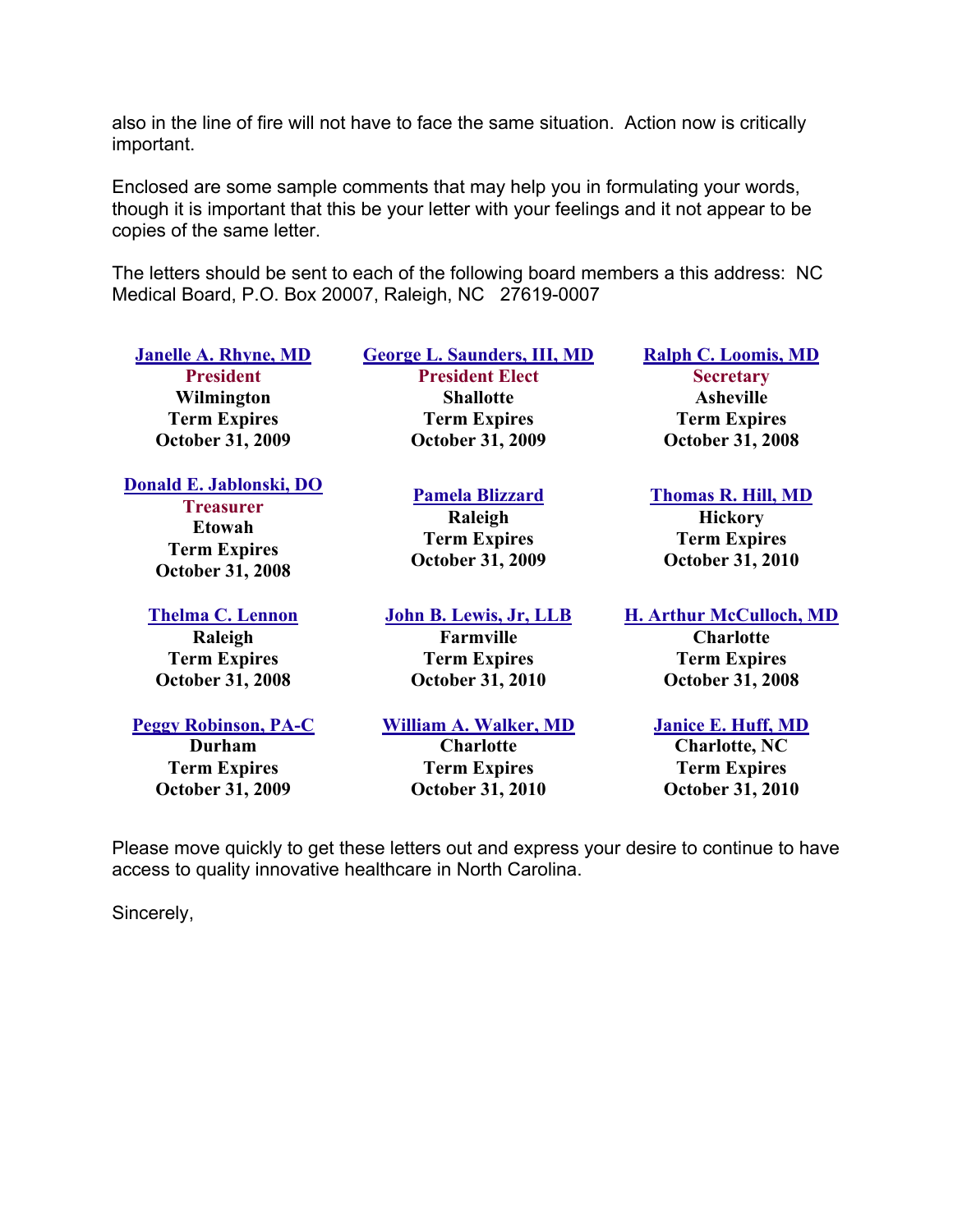also in the line of fire will not have to face the same situation. Action now is critically important.

Enclosed are some sample comments that may help you in formulating your words, though it is important that this be your letter with your feelings and it not appear to be copies of the same letter.

The letters should be sent to each of the following board members a this address: NC Medical Board, P.O. Box 20007, Raleigh, NC 27619-0007

| | | |
|---|---|---|
| **Janelle A. Rhyne, MD**<br>**President**<br>**Wilmington**<br>**Term Expires**<br>**October 31, 2009** | **George L. Saunders, III, MD**<br>**President Elect**<br>**Shallotte**<br>**Term Expires**<br>**October 31, 2009** | **Ralph C. Loomis, MD**<br>**Secretary**<br>**Asheville**<br>**Term Expires**<br>**October 31, 2008** |
| **Donald E. Jablonski, DO**<br>**Treasurer**<br>**Etowah**<br>**Term Expires**<br>**October 31, 2008** | **Pamela Blizzard**<br>**Raleigh**<br>**Term Expires**<br>**October 31, 2009** | **Thomas R. Hill, MD**<br>**Hickory**<br>**Term Expires**<br>**October 31, 2010** |
| **Thelma C. Lennon**<br>**Raleigh**<br>**Term Expires**<br>**October 31, 2008** | **John B. Lewis, Jr, LLB**<br>**Farmville**<br>**Term Expires**<br>**October 31, 2010** | **H. Arthur McCulloch, MD**<br>**Charlotte**<br>**Term Expires**<br>**October 31, 2008** |
| **Peggy Robinson, PA-C**<br>**Durham**<br>**Term Expires**<br>**October 31, 2009** | **William A. Walker, MD**<br>**Charlotte**<br>**Term Expires**<br>**October 31, 2010** | **Janice E. Huff, MD**<br>**Charlotte, NC**<br>**Term Expires**<br>**October 31, 2010** |

Please move quickly to get these letters out and express your desire to continue to have access to quality innovative healthcare in North Carolina.

Sincerely,